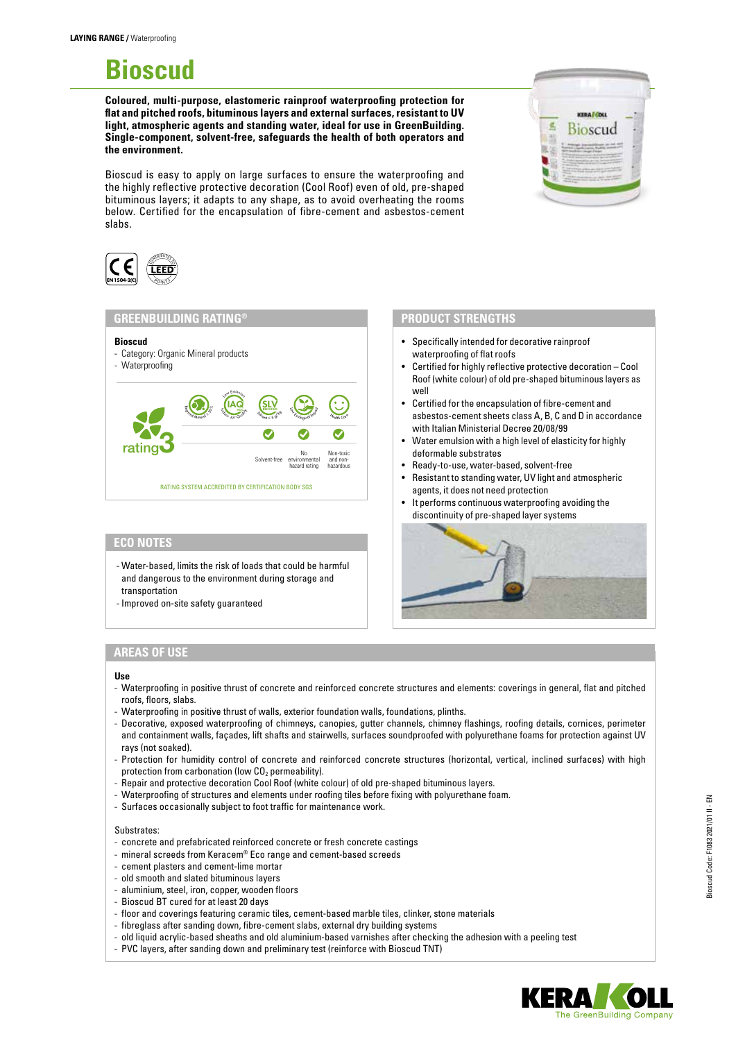**LAYING RANGE /** Waterproofing

# Bioscud

**Coloured, multi-purpose, elastomeric rainproof waterproofing protection for flat and pitched roofs, bituminous layers and external surfaces, resistant to UV light, atmospheric agents and standing water, ideal for use in GreenBuilding. Single-component, solvent-free, safeguards the health of both operators and the environment.**

Bioscud is easy to apply on large surfaces to ensure the waterproofing and the highly reflective protective decoration (Cool Roof) even of old, pre-shaped bituminous layers; it adapts to any shape, as to avoid overheating the rooms below. Certified for the encapsulation of fibre-cement and asbestos-cement slabs.

CE EN 1504-2(C) — LEED

## GREENBUILDING RATING®

**Bioscud**
- Category: Organic Mineral products
- Waterproofing

rating 3

| Solvent-free | No environmental hazard rating | Non-toxic and non-hazardous |
|---|---|---|
| ✓ | ✓ | ✓ |

RATING SYSTEM ACCREDITED BY CERTIFICATION BODY SGS

## ECO NOTES

- Water-based, limits the risk of loads that could be harmful and dangerous to the environment during storage and transportation
- Improved on-site safety guaranteed

## PRODUCT STRENGTHS

- Specifically intended for decorative rainproof waterproofing of flat roofs
- Certified for highly reflective protective decoration – Cool Roof (white colour) of old pre-shaped bituminous layers as well
- Certified for the encapsulation of fibre-cement and asbestos-cement sheets class A, B, C and D in accordance with Italian Ministerial Decree 20/08/99
- Water emulsion with a high level of elasticity for highly deformable substrates
- Ready-to-use, water-based, solvent-free
- Resistant to standing water, UV light and atmospheric agents, it does not need protection
- It performs continuous waterproofing avoiding the discontinuity of pre-shaped layer systems

## AREAS OF USE

**Use**
- Waterproofing in positive thrust of concrete and reinforced concrete structures and elements: coverings in general, flat and pitched roofs, floors, slabs.
- Waterproofing in positive thrust of walls, exterior foundation walls, foundations, plinths.
- Decorative, exposed waterproofing of chimneys, canopies, gutter channels, chimney flashings, roofing details, cornices, perimeter and containment walls, façades, lift shafts and stairwells, surfaces soundproofed with polyurethane foams for protection against UV rays (not soaked).
- Protection for humidity control of concrete and reinforced concrete structures (horizontal, vertical, inclined surfaces) with high protection from carbonation (low $CO_2$ permeability).
- Repair and protective decoration Cool Roof (white colour) of old pre-shaped bituminous layers.
- Waterproofing of structures and elements under roofing tiles before fixing with polyurethane foam.
- Surfaces occasionally subject to foot traffic for maintenance work.

Substrates:
- concrete and prefabricated reinforced concrete or fresh concrete castings
- mineral screeds from Keracem® Eco range and cement-based screeds
- cement plasters and cement-lime mortar
- old smooth and slated bituminous layers
- aluminium, steel, iron, copper, wooden floors
- Bioscud BT cured for at least 20 days
- floor and coverings featuring ceramic tiles, cement-based marble tiles, clinker, stone materials
- fibreglass after sanding down, fibre-cement slabs, external dry building systems
- old liquid acrylic-based sheaths and old aluminium-based varnishes after checking the adhesion with a peeling test
- PVC layers, after sanding down and preliminary test (reinforce with Bioscud TNT)

Bioscud Code: F1083 2021/01 II - EN

KERAKOLL The GreenBuilding Company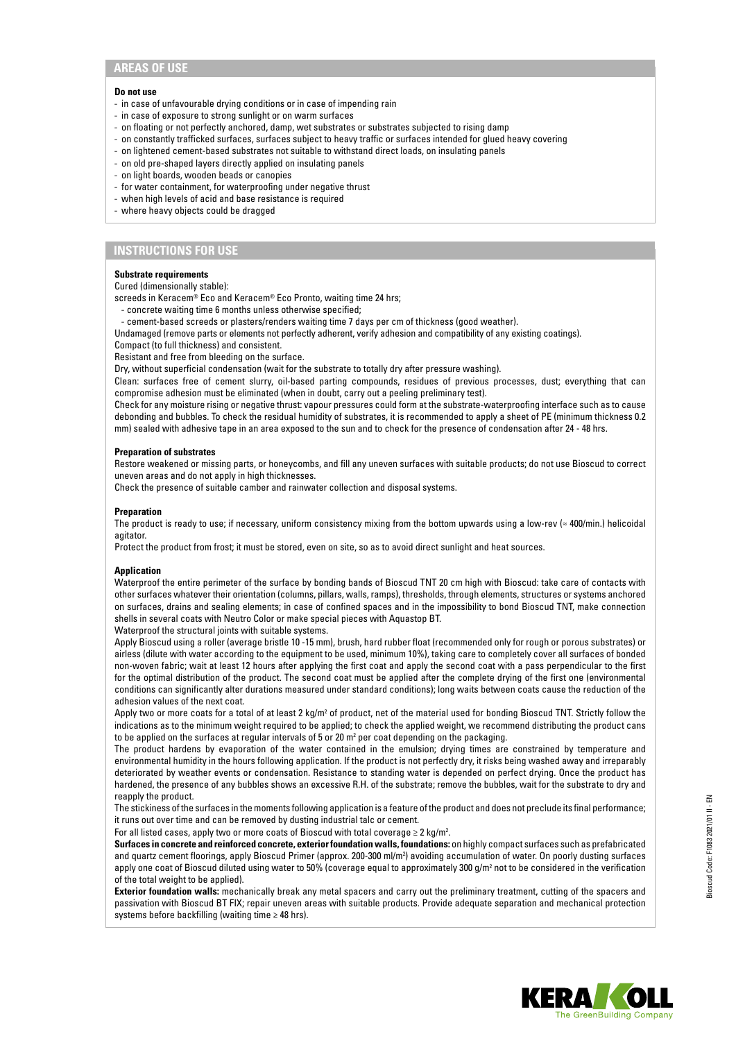## AREAS OF USE

**Do not use**

- in case of unfavourable drying conditions or in case of impending rain
- in case of exposure to strong sunlight or on warm surfaces
- on floating or not perfectly anchored, damp, wet substrates or substrates subjected to rising damp
- on constantly trafficked surfaces, surfaces subject to heavy traffic or surfaces intended for glued heavy covering
- on lightened cement-based substrates not suitable to withstand direct loads, on insulating panels
- on old pre-shaped layers directly applied on insulating panels
- on light boards, wooden beads or canopies
- for water containment, for waterproofing under negative thrust
- when high levels of acid and base resistance is required
- where heavy objects could be dragged

## INSTRUCTIONS FOR USE

**Substrate requirements**

Cured (dimensionally stable):

screeds in Keracem® Eco and Keracem® Eco Pronto, waiting time 24 hrs;

- concrete waiting time 6 months unless otherwise specified;
- cement-based screeds or plasters/renders waiting time 7 days per cm of thickness (good weather).

Undamaged (remove parts or elements not perfectly adherent, verify adhesion and compatibility of any existing coatings).

Compact (to full thickness) and consistent.

Resistant and free from bleeding on the surface.

Dry, without superficial condensation (wait for the substrate to totally dry after pressure washing).

Clean: surfaces free of cement slurry, oil-based parting compounds, residues of previous processes, dust; everything that can compromise adhesion must be eliminated (when in doubt, carry out a peeling preliminary test).

Check for any moisture rising or negative thrust: vapour pressures could form at the substrate-waterproofing interface such as to cause debonding and bubbles. To check the residual humidity of substrates, it is recommended to apply a sheet of PE (minimum thickness 0.2 mm) sealed with adhesive tape in an area exposed to the sun and to check for the presence of condensation after 24 - 48 hrs.

**Preparation of substrates**

Restore weakened or missing parts, or honeycombs, and fill any uneven surfaces with suitable products; do not use Bioscud to correct uneven areas and do not apply in high thicknesses.

Check the presence of suitable camber and rainwater collection and disposal systems.

**Preparation**

The product is ready to use; if necessary, uniform consistency mixing from the bottom upwards using a low-rev (≈ 400/min.) helicoidal agitator.

Protect the product from frost; it must be stored, even on site, so as to avoid direct sunlight and heat sources.

**Application**

Waterproof the entire perimeter of the surface by bonding bands of Bioscud TNT 20 cm high with Bioscud: take care of contacts with other surfaces whatever their orientation (columns, pillars, walls, ramps), thresholds, through elements, structures or systems anchored on surfaces, drains and sealing elements; in case of confined spaces and in the impossibility to bond Bioscud TNT, make connection shells in several coats with Neutro Color or make special pieces with Aquastop BT.

Waterproof the structural joints with suitable systems.

Apply Bioscud using a roller (average bristle 10 -15 mm), brush, hard rubber float (recommended only for rough or porous substrates) or airless (dilute with water according to the equipment to be used, minimum 10%), taking care to completely cover all surfaces of bonded non-woven fabric; wait at least 12 hours after applying the first coat and apply the second coat with a pass perpendicular to the first for the optimal distribution of the product. The second coat must be applied after the complete drying of the first one (environmental conditions can significantly alter durations measured under standard conditions); long waits between coats cause the reduction of the adhesion values of the next coat.

Apply two or more coats for a total of at least 2 kg/m² of product, net of the material used for bonding Bioscud TNT. Strictly follow the indications as to the minimum weight required to be applied; to check the applied weight, we recommend distributing the product cans to be applied on the surfaces at regular intervals of 5 or 20 m² per coat depending on the packaging.

The product hardens by evaporation of the water contained in the emulsion; drying times are constrained by temperature and environmental humidity in the hours following application. If the product is not perfectly dry, it risks being washed away and irreparably deteriorated by weather events or condensation. Resistance to standing water is depended on perfect drying. Once the product has hardened, the presence of any bubbles shows an excessive R.H. of the substrate; remove the bubbles, wait for the substrate to dry and reapply the product.

The stickiness of the surfaces in the moments following application is a feature of the product and does not preclude its final performance; it runs out over time and can be removed by dusting industrial talc or cement.

For all listed cases, apply two or more coats of Bioscud with total coverage ≥ 2 kg/m².

**Surfaces in concrete and reinforced concrete, exterior foundation walls, foundations:** on highly compact surfaces such as prefabricated and quartz cement floorings, apply Bioscud Primer (approx. 200-300 ml/m²) avoiding accumulation of water. On poorly dusting surfaces apply one coat of Bioscud diluted using water to 50% (coverage equal to approximately 300 g/m² not to be considered in the verification of the total weight to be applied).

**Exterior foundation walls:** mechanically break any metal spacers and carry out the preliminary treatment, cutting of the spacers and passivation with Bioscud BT FIX; repair uneven areas with suitable products. Provide adequate separation and mechanical protection systems before backfilling (waiting time ≥ 48 hrs).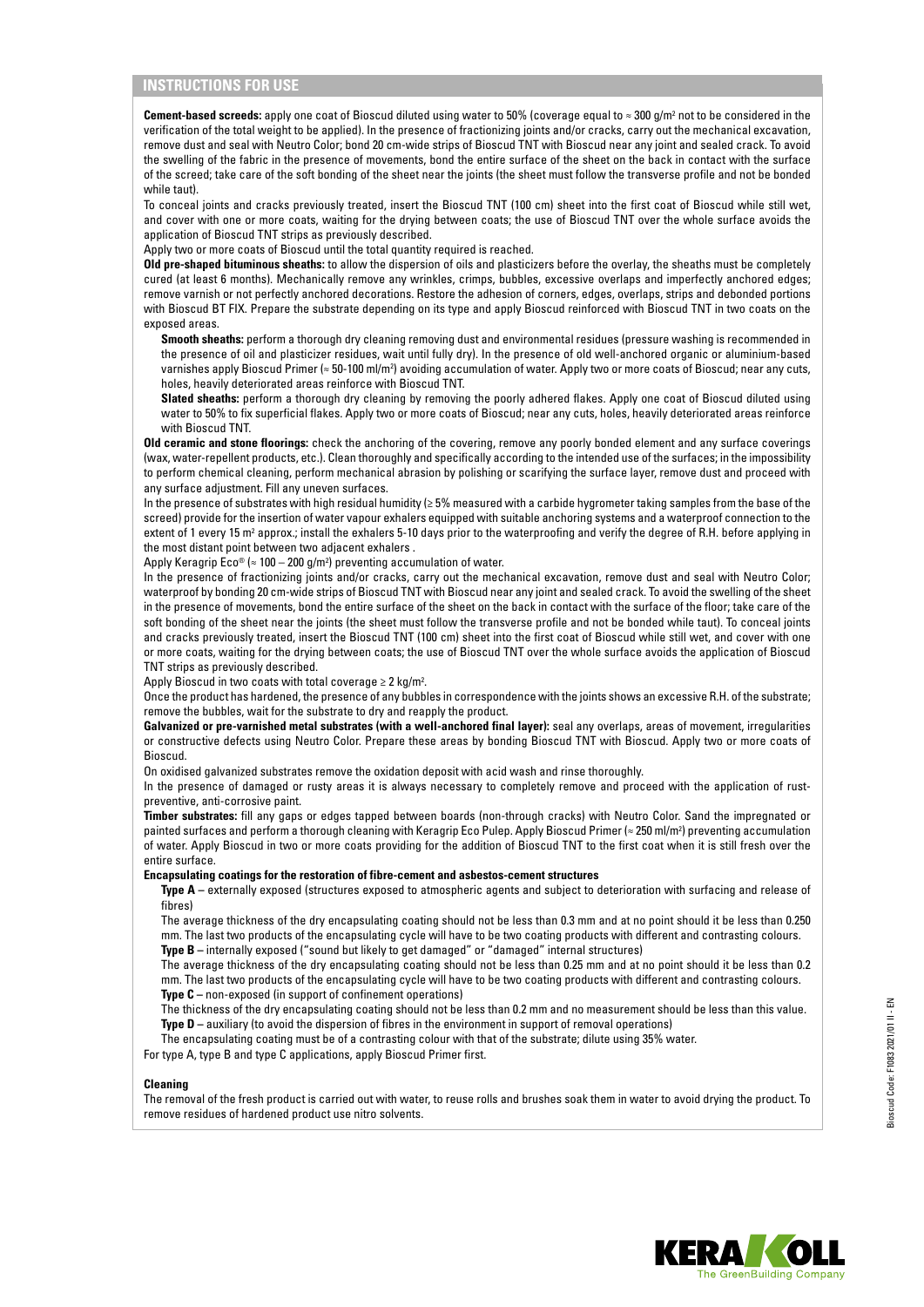## INSTRUCTIONS FOR USE

**Cement-based screeds:** apply one coat of Bioscud diluted using water to 50% (coverage equal to ≈ 300 g/m² not to be considered in the verification of the total weight to be applied). In the presence of fractionizing joints and/or cracks, carry out the mechanical excavation, remove dust and seal with Neutro Color; bond 20 cm-wide strips of Bioscud TNT with Bioscud near any joint and sealed crack. To avoid the swelling of the fabric in the presence of movements, bond the entire surface of the sheet on the back in contact with the surface of the screed; take care of the soft bonding of the sheet near the joints (the sheet must follow the transverse profile and not be bonded while taut).

To conceal joints and cracks previously treated, insert the Bioscud TNT (100 cm) sheet into the first coat of Bioscud while still wet, and cover with one or more coats, waiting for the drying between coats; the use of Bioscud TNT over the whole surface avoids the application of Bioscud TNT strips as previously described.

Apply two or more coats of Bioscud until the total quantity required is reached.

**Old pre-shaped bituminous sheaths:** to allow the dispersion of oils and plasticizers before the overlay, the sheaths must be completely cured (at least 6 months). Mechanically remove any wrinkles, crimps, bubbles, excessive overlaps and imperfectly anchored edges; remove varnish or not perfectly anchored decorations. Restore the adhesion of corners, edges, overlaps, strips and debonded portions with Bioscud BT FIX. Prepare the substrate depending on its type and apply Bioscud reinforced with Bioscud TNT in two coats on the exposed areas.

**Smooth sheaths:** perform a thorough dry cleaning removing dust and environmental residues (pressure washing is recommended in the presence of oil and plasticizer residues, wait until fully dry). In the presence of old well-anchored organic or aluminium-based varnishes apply Bioscud Primer (≈ 50-100 ml/m²) avoiding accumulation of water. Apply two or more coats of Bioscud; near any cuts, holes, heavily deteriorated areas reinforce with Bioscud TNT.

**Slated sheaths:** perform a thorough dry cleaning by removing the poorly adhered flakes. Apply one coat of Bioscud diluted using water to 50% to fix superficial flakes. Apply two or more coats of Bioscud; near any cuts, holes, heavily deteriorated areas reinforce with Bioscud TNT.

**Old ceramic and stone floorings:** check the anchoring of the covering, remove any poorly bonded element and any surface coverings (wax, water-repellent products, etc.). Clean thoroughly and specifically according to the intended use of the surfaces; in the impossibility to perform chemical cleaning, perform mechanical abrasion by polishing or scarifying the surface layer, remove dust and proceed with any surface adjustment. Fill any uneven surfaces.

In the presence of substrates with high residual humidity (≥ 5% measured with a carbide hygrometer taking samples from the base of the screed) provide for the insertion of water vapour exhalers equipped with suitable anchoring systems and a waterproof connection to the extent of 1 every 15 m² approx.; install the exhalers 5-10 days prior to the waterproofing and verify the degree of R.H. before applying in the most distant point between two adjacent exhalers .

Apply Keragrip Eco® (≈ 100 – 200 g/m²) preventing accumulation of water.

In the presence of fractionizing joints and/or cracks, carry out the mechanical excavation, remove dust and seal with Neutro Color; waterproof by bonding 20 cm-wide strips of Bioscud TNT with Bioscud near any joint and sealed crack. To avoid the swelling of the sheet in the presence of movements, bond the entire surface of the sheet on the back in contact with the surface of the floor; take care of the soft bonding of the sheet near the joints (the sheet must follow the transverse profile and not be bonded while taut). To conceal joints and cracks previously treated, insert the Bioscud TNT (100 cm) sheet into the first coat of Bioscud while still wet, and cover with one or more coats, waiting for the drying between coats; the use of Bioscud TNT over the whole surface avoids the application of Bioscud TNT strips as previously described.

Apply Bioscud in two coats with total coverage ≥ 2 kg/m².

Once the product has hardened, the presence of any bubbles in correspondence with the joints shows an excessive R.H. of the substrate; remove the bubbles, wait for the substrate to dry and reapply the product.

**Galvanized or pre-varnished metal substrates (with a well-anchored final layer):** seal any overlaps, areas of movement, irregularities or constructive defects using Neutro Color. Prepare these areas by bonding Bioscud TNT with Bioscud. Apply two or more coats of Bioscud.

On oxidised galvanized substrates remove the oxidation deposit with acid wash and rinse thoroughly.

In the presence of damaged or rusty areas it is always necessary to completely remove and proceed with the application of rust-preventive, anti-corrosive paint.

**Timber substrates:** fill any gaps or edges tapped between boards (non-through cracks) with Neutro Color. Sand the impregnated or painted surfaces and perform a thorough cleaning with Keragrip Eco Pulep. Apply Bioscud Primer (≈ 250 ml/m²) preventing accumulation of water. Apply Bioscud in two or more coats providing for the addition of Bioscud TNT to the first coat when it is still fresh over the entire surface.

**Encapsulating coatings for the restoration of fibre-cement and asbestos-cement structures**

**Type A** – externally exposed (structures exposed to atmospheric agents and subject to deterioration with surfacing and release of fibres)

The average thickness of the dry encapsulating coating should not be less than 0.3 mm and at no point should it be less than 0.250 mm. The last two products of the encapsulating cycle will have to be two coating products with different and contrasting colours.

**Type B** – internally exposed ("sound but likely to get damaged" or "damaged" internal structures)

The average thickness of the dry encapsulating coating should not be less than 0.25 mm and at no point should it be less than 0.2 mm. The last two products of the encapsulating cycle will have to be two coating products with different and contrasting colours.

**Type C** – non-exposed (in support of confinement operations)

The thickness of the dry encapsulating coating should not be less than 0.2 mm and no measurement should be less than this value.

**Type D** – auxiliary (to avoid the dispersion of fibres in the environment in support of removal operations)

The encapsulating coating must be of a contrasting colour with that of the substrate; dilute using 35% water.

For type A, type B and type C applications, apply Bioscud Primer first.

**Cleaning**

The removal of the fresh product is carried out with water, to reuse rolls and brushes soak them in water to avoid drying the product. To remove residues of hardened product use nitro solvents.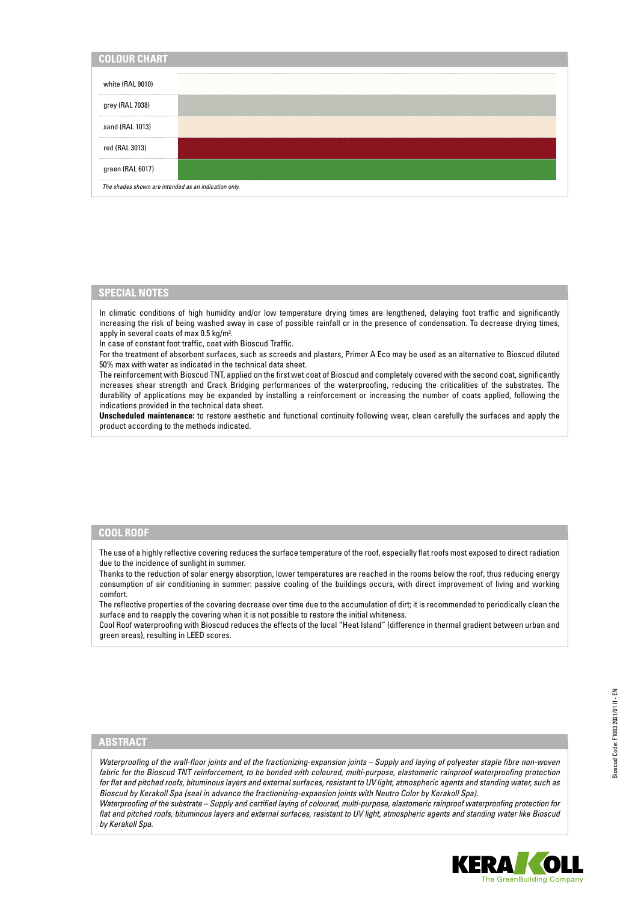## COLOUR CHART

| | |
|---|---|
| white (RAL 9010) | |
| grey (RAL 7038) | |
| sand (RAL 1013) | |
| red (RAL 3013) | |
| green (RAL 6017) | |

*The shades shown are intended as an indication only.*

## SPECIAL NOTES

In climatic conditions of high humidity and/or low temperature drying times are lengthened, delaying foot traffic and significantly increasing the risk of being washed away in case of possible rainfall or in the presence of condensation. To decrease drying times, apply in several coats of max 0.5 kg/m².

In case of constant foot traffic, coat with Bioscud Traffic.

For the treatment of absorbent surfaces, such as screeds and plasters, Primer A Eco may be used as an alternative to Bioscud diluted 50% max with water as indicated in the technical data sheet.

The reinforcement with Bioscud TNT, applied on the first wet coat of Bioscud and completely covered with the second coat, significantly increases shear strength and Crack Bridging performances of the waterproofing, reducing the criticalities of the substrates. The durability of applications may be expanded by installing a reinforcement or increasing the number of coats applied, following the indications provided in the technical data sheet.

**Unscheduled maintenance:** to restore aesthetic and functional continuity following wear, clean carefully the surfaces and apply the product according to the methods indicated.

## COOL ROOF

The use of a highly reflective covering reduces the surface temperature of the roof, especially flat roofs most exposed to direct radiation due to the incidence of sunlight in summer.

Thanks to the reduction of solar energy absorption, lower temperatures are reached in the rooms below the roof, thus reducing energy consumption of air conditioning in summer: passive cooling of the buildings occurs, with direct improvement of living and working comfort.

The reflective properties of the covering decrease over time due to the accumulation of dirt; it is recommended to periodically clean the surface and to reapply the covering when it is not possible to restore the initial whiteness.

Cool Roof waterproofing with Bioscud reduces the effects of the local "Heat Island" (difference in thermal gradient between urban and green areas), resulting in LEED scores.

## ABSTRACT

*Waterproofing of the wall-floor joints and of the fractionizing-expansion joints – Supply and laying of polyester staple fibre non-woven fabric for the Bioscud TNT reinforcement, to be bonded with coloured, multi-purpose, elastomeric rainproof waterproofing protection for flat and pitched roofs, bituminous layers and external surfaces, resistant to UV light, atmospheric agents and standing water, such as Bioscud by Kerakoll Spa (seal in advance the fractionizing-expansion joints with Neutro Color by Kerakoll Spa).*

*Waterproofing of the substrate – Supply and certified laying of coloured, multi-purpose, elastomeric rainproof waterproofing protection for flat and pitched roofs, bituminous layers and external surfaces, resistant to UV light, atmospheric agents and standing water like Bioscud by Kerakoll Spa.*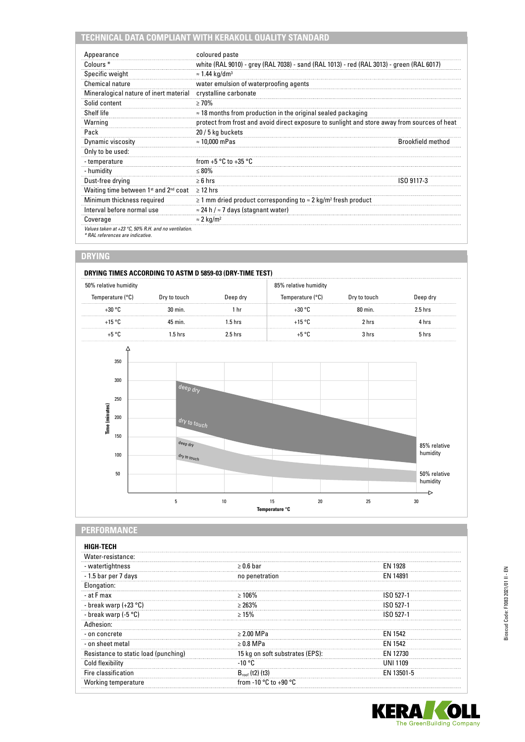## TECHNICAL DATA COMPLIANT WITH KERAKOLL QUALITY STANDARD

| | | |
|---|---|---|
| Appearance | coloured paste | |
| Colours * | white (RAL 9010) - grey (RAL 7038) - sand (RAL 1013) - red (RAL 3013) - green (RAL 6017) | |
| Specific weight | ≈ 1.44 kg/dm³ | |
| Chemical nature | water emulsion of waterproofing agents | |
| Mineralogical nature of inert material | crystalline carbonate | |
| Solid content | ≥ 70% | |
| Shelf life | ≈ 18 months from production in the original sealed packaging | |
| Warning | protect from frost and avoid direct exposure to sunlight and store away from sources of heat | |
| Pack | 20 / 5 kg buckets | |
| Dynamic viscosity | ≈ 10,000 mPas | Brookfield method |
| Only to be used: | | |
| - temperature | from +5 °C to +35 °C | |
| - humidity | ≤ 80% | |
| Dust-free drying | ≥ 6 hrs | ISO 9117-3 |
| Waiting time between 1st and 2nd coat | ≥ 12 hrs | |
| Minimum thickness required | ≥ 1 mm dried product corresponding to ≈ 2 kg/m² fresh product | |
| Interval before normal use | ≈ 24 h / ≈ 7 days (stagnant water) | |
| Coverage | ≈ 2 kg/m² | |

*Values taken at +23 °C, 50% R.H. and no ventilation.*
*\* RAL references are indicative.*

## DRYING

### DRYING TIMES ACCORDING TO ASTM D 5859-03 (DRY-TIME TEST)

| 50% relative humidity | | | 85% relative humidity | | |
|---|---|---|---|---|---|
| Temperature (°C) | Dry to touch | Deep dry | Temperature (°C) | Dry to touch | Deep dry |
| +30 °C | 30 min. | 1 hr | +30 °C | 80 min. | 2.5 hrs |
| +15 °C | 45 min. | 1.5 hrs | +15 °C | 2 hrs | 4 hrs |
| +5 °C | 1.5 hrs | 2.5 hrs | +5 °C | 3 hrs | 5 hrs |

## PERFORMANCE

### HIGH-TECH

| | | |
|---|---|---|
| Water-resistance: | | |
| - watertightness | ≥ 0.6 bar | EN 1928 |
| - 1.5 bar per 7 days | no penetration | EN 14891 |
| Elongation: | | |
| - at F max | ≥ 106% | ISO 527-1 |
| - break warp (+23 °C) | ≥ 263% | ISO 527-1 |
| - break warp (-5 °C) | ≥ 15% | ISO 527-1 |
| Adhesion: | | |
| - on concrete | ≥ 2.00 MPa | EN 1542 |
| - on sheet metal | ≥ 0.8 MPa | EN 1542 |
| Resistance to static load (punching) | 15 kg on soft substrates (EPS): | EN 12730 |
| Cold flexibility | -10 °C | UNI 1109 |
| Fire classification | $B_{roof}$ (t2) (t3) | EN 13501-5 |
| Working temperature | from -10 °C to +90 °C | |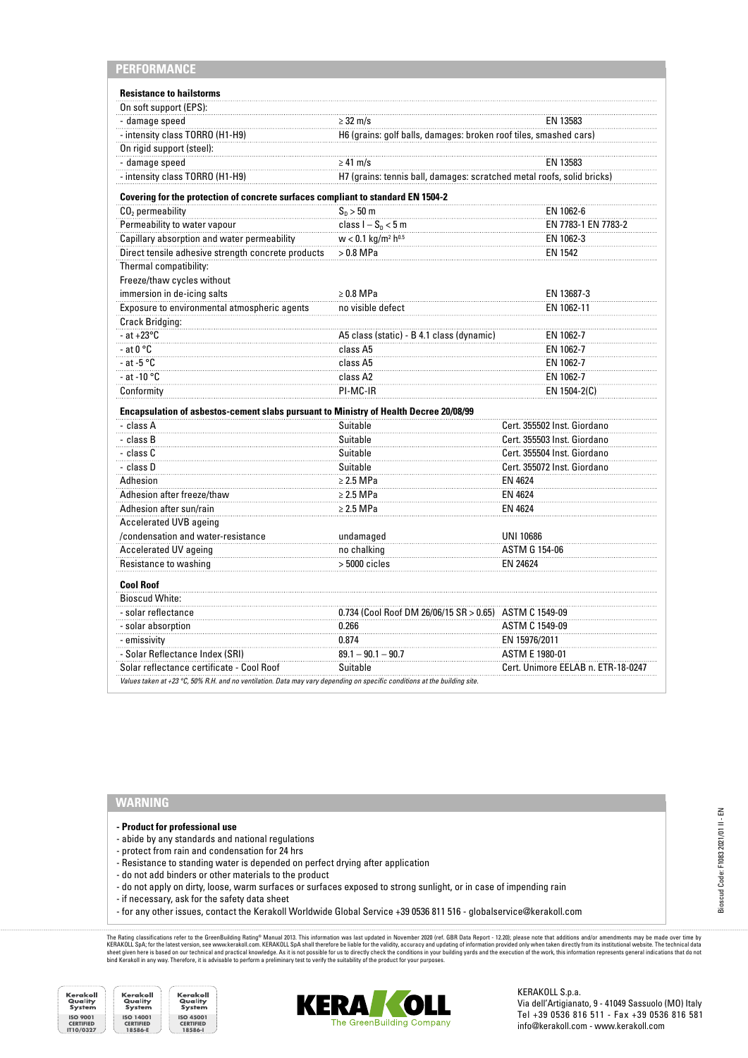## PERFORMANCE

| | | |
|---|---|---|
| **Resistance to hailstorms** | | |
| On soft support (EPS): | | |
| - damage speed | ≥ 32 m/s | EN 13583 |
| - intensity class TORRO (H1-H9) | H6 (grains: golf balls, damages: broken roof tiles, smashed cars) | |
| On rigid support (steel): | | |
| - damage speed | ≥ 41 m/s | EN 13583 |
| - intensity class TORRO (H1-H9) | H7 (grains: tennis ball, damages: scratched metal roofs, solid bricks) | |
| **Covering for the protection of concrete surfaces compliant to standard EN 1504-2** | | |
| $CO_2$ permeability | $S_D$ > 50 m | EN 1062-6 |
| Permeability to water vapour | class I – $S_D$ < 5 m | EN 7783-1 EN 7783-2 |
| Capillary absorption and water permeability | w < 0.1 kg/m² $h^{0.5}$ | EN 1062-3 |
| Direct tensile adhesive strength concrete products | > 0.8 MPa | EN 1542 |
| Thermal compatibility: | | |
| Freeze/thaw cycles without immersion in de-icing salts | ≥ 0.8 MPa | EN 13687-3 |
| Exposure to environmental atmospheric agents | no visible defect | EN 1062-11 |
| Crack Bridging: | | |
| - at +23°C | A5 class (static) - B 4.1 class (dynamic) | EN 1062-7 |
| - at 0 °C | class A5 | EN 1062-7 |
| - at -5 °C | class A5 | EN 1062-7 |
| - at -10 °C | class A2 | EN 1062-7 |
| Conformity | PI-MC-IR | EN 1504-2(C) |
| **Encapsulation of asbestos-cement slabs pursuant to Ministry of Health Decree 20/08/99** | | |
| - class A | Suitable | Cert. 355502 Inst. Giordano |
| - class B | Suitable | Cert. 355503 Inst. Giordano |
| - class C | Suitable | Cert. 355504 Inst. Giordano |
| - class D | Suitable | Cert. 355072 Inst. Giordano |
| Adhesion | ≥ 2.5 MPa | EN 4624 |
| Adhesion after freeze/thaw | ≥ 2.5 MPa | EN 4624 |
| Adhesion after sun/rain | ≥ 2.5 MPa | EN 4624 |
| Accelerated UVB ageing /condensation and water-resistance | undamaged | UNI 10686 |
| Accelerated UV ageing | no chalking | ASTM G 154-06 |
| Resistance to washing | > 5000 cicles | EN 24624 |
| **Cool Roof** | | |
| Bioscud White: | | |
| - solar reflectance | 0.734 (Cool Roof DM 26/06/15 SR > 0.65) | ASTM C 1549-09 |
| - solar absorption | 0.266 | ASTM C 1549-09 |
| - emissivity | 0.874 | EN 15976/2011 |
| - Solar Reflectance Index (SRI) | 89.1 – 90.1 – 90.7 | ASTM E 1980-01 |
| Solar reflectance certificate - Cool Roof | Suitable | Cert. Unimore EELAB n. ETR-18-0247 |

*Values taken at +23 °C, 50% R.H. and no ventilation. Data may vary depending on specific conditions at the building site.*

## WARNING

- **Product for professional use**
- abide by any standards and national regulations
- protect from rain and condensation for 24 hrs
- Resistance to standing water is depended on perfect drying after application
- do not add binders or other materials to the product
- do not apply on dirty, loose, warm surfaces or surfaces exposed to strong sunlight, or in case of impending rain
- if necessary, ask for the safety data sheet
- for any other issues, contact the Kerakoll Worldwide Global Service +39 0536 811 516 - globalservice@kerakoll.com

Bioscud Code: F1083 2021/01 II - EN

The Rating classifications refer to the GreenBuilding Rating® Manual 2013. This information was last updated in November 2020 (ref. GBR Data Report - 12.20); please note that additions and/or amendments may be made over time by KERAKOLL SpA; for the latest version, see www.kerakoll.com. KERAKOLL SpA shall therefore be liable for the validity, accuracy and updating of information provided only when taken directly from its institutional website. The technical data sheet given here is based on our technical and practical knowledge. As it is not possible for us to directly check the conditions in your building yards and the execution of the work, this information represents general indications that do not bind Kerakoll in any way. Therefore, it is advisable to perform a preliminary test to verify the suitability of the product for your purposes.

Kerakoll Quality System ISO 9001 CERTIFIED IT10/0327

Kerakoll Quality System ISO 14001 CERTIFIED 18586-E

Kerakoll Quality System ISO 45001 CERTIFIED 18586-I

KERAKOLL The GreenBuilding Company

KERAKOLL S.p.a.
Via dell'Artigianato, 9 - 41049 Sassuolo (MO) Italy
Tel +39 0536 816 511 - Fax +39 0536 816 581
info@kerakoll.com - www.kerakoll.com